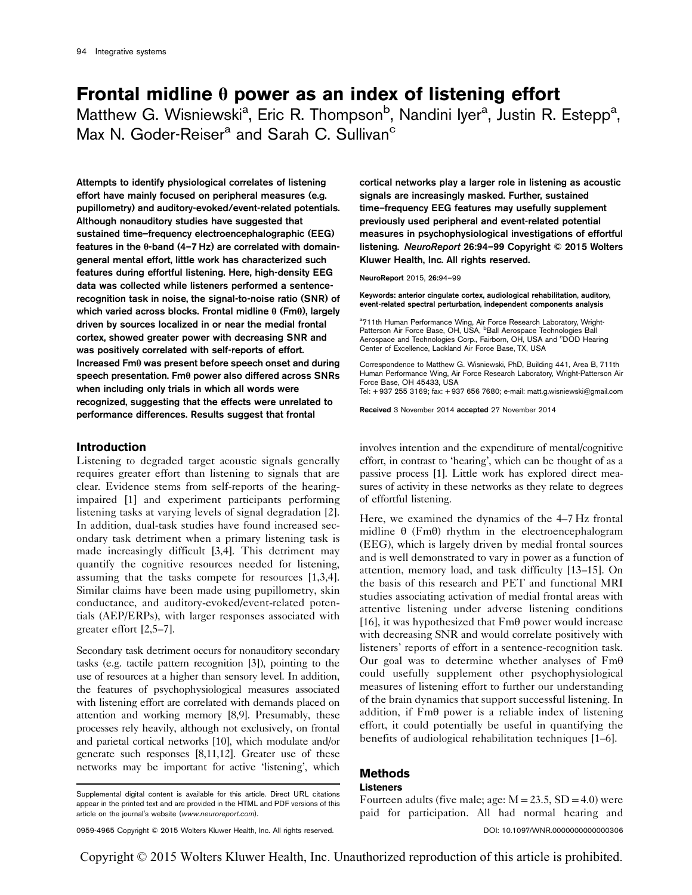# Frontal midline θ power as an index of listening effort

Matthew G. Wisniewski[a], Eric R. Thompson[b], Nandini Iyer[a], Justin R. Estepp[a], Max N. Goder-Reiser[a] and Sarah C. Sullivan[c]

**Attempts to identify physiological correlates of listening effort have mainly focused on peripheral measures (e.g. pupillometry) and auditory-evoked/event-related potentials. Although nonauditory studies have suggested that sustained time–frequency electroencephalographic (EEG) features in the θ-band (4–7 Hz) are correlated with domain-general mental effort, little work has characterized such features during effortful listening. Here, high-density EEG data was collected while listeners performed a sentence-recognition task in noise, the signal-to-noise ratio (SNR) of which varied across blocks. Frontal midline θ (Fmθ), largely driven by sources localized in or near the medial frontal cortex, showed greater power with decreasing SNR and was positively correlated with self-reports of effort. Increased Fmθ was present before speech onset and during speech presentation. Fmθ power also differed across SNRs when including only trials in which all words were recognized, suggesting that the effects were unrelated to performance differences. Results suggest that frontal cortical networks play a larger role in listening as acoustic signals are increasingly masked. Further, sustained time–frequency EEG features may usefully supplement previously used peripheral and event-related potential measures in psychophysiological investigations of effortful listening.** *NeuroReport* **26:94–99 Copyright © 2015 Wolters Kluwer Health, Inc. All rights reserved.**

NeuroReport 2015, 26:94–99

**Keywords: anterior cingulate cortex, audiological rehabilitation, auditory, event-related spectral perturbation, independent components analysis**

[a]711th Human Performance Wing, Air Force Research Laboratory, Wright-Patterson Air Force Base, OH, USA, [b]Ball Aerospace Technologies Ball Aerospace and Technologies Corp., Fairborn, OH, USA and [c]DOD Hearing Center of Excellence, Lackland Air Force Base, TX, USA

Correspondence to Matthew G. Wisniewski, PhD, Building 441, Area B, 711th Human Performance Wing, Air Force Research Laboratory, Wright-Patterson Air Force Base, OH 45433, USA
Tel: +937 255 3169; fax: +937 656 7680; e-mail: matt.g.wisniewski@gmail.com

**Received** 3 November 2014 **accepted** 27 November 2014

## Introduction

Listening to degraded target acoustic signals generally requires greater effort than listening to signals that are clear. Evidence stems from self-reports of the hearing-impaired [1] and experiment participants performing listening tasks at varying levels of signal degradation [2]. In addition, dual-task studies have found increased secondary task detriment when a primary listening task is made increasingly difficult [3,4]. This detriment may quantify the cognitive resources needed for listening, assuming that the tasks compete for resources [1,3,4]. Similar claims have been made using pupillometry, skin conductance, and auditory-evoked/event-related potentials (AEP/ERPs), with larger responses associated with greater effort [2,5–7].

Secondary task detriment occurs for nonauditory secondary tasks (e.g. tactile pattern recognition [3]), pointing to the use of resources at a higher than sensory level. In addition, the features of psychophysiological measures associated with listening effort are correlated with demands placed on attention and working memory [8,9]. Presumably, these processes rely heavily, although not exclusively, on frontal and parietal cortical networks [10], which modulate and/or generate such responses [8,11,12]. Greater use of these networks may be important for active 'listening', which involves intention and the expenditure of mental/cognitive effort, in contrast to 'hearing', which can be thought of as a passive process [1]. Little work has explored direct measures of activity in these networks as they relate to degrees of effortful listening.

Here, we examined the dynamics of the 4–7 Hz frontal midline θ (Fmθ) rhythm in the electroencephalogram (EEG), which is largely driven by medial frontal sources and is well demonstrated to vary in power as a function of attention, memory load, and task difficulty [13–15]. On the basis of this research and PET and functional MRI studies associating activation of medial frontal areas with attentive listening under adverse listening conditions [16], it was hypothesized that Fmθ power would increase with decreasing SNR and would correlate positively with listeners' reports of effort in a sentence-recognition task. Our goal was to determine whether analyses of Fmθ could usefully supplement other psychophysiological measures of listening effort to further our understanding of the brain dynamics that support successful listening. In addition, if Fmθ power is a reliable index of listening effort, it could potentially be useful in quantifying the benefits of audiological rehabilitation techniques [1–6].

## Methods

### Listeners

Fourteen adults (five male; age: M = 23.5, SD = 4.0) were paid for participation. All had normal hearing and

Supplemental digital content is available for this article. Direct URL citations appear in the printed text and are provided in the HTML and PDF versions of this article on the journal's website (www.neuroreport.com).

0959-4965 Copyright © 2015 Wolters Kluwer Health, Inc. All rights reserved. DOI: 10.1097/WNR.0000000000000306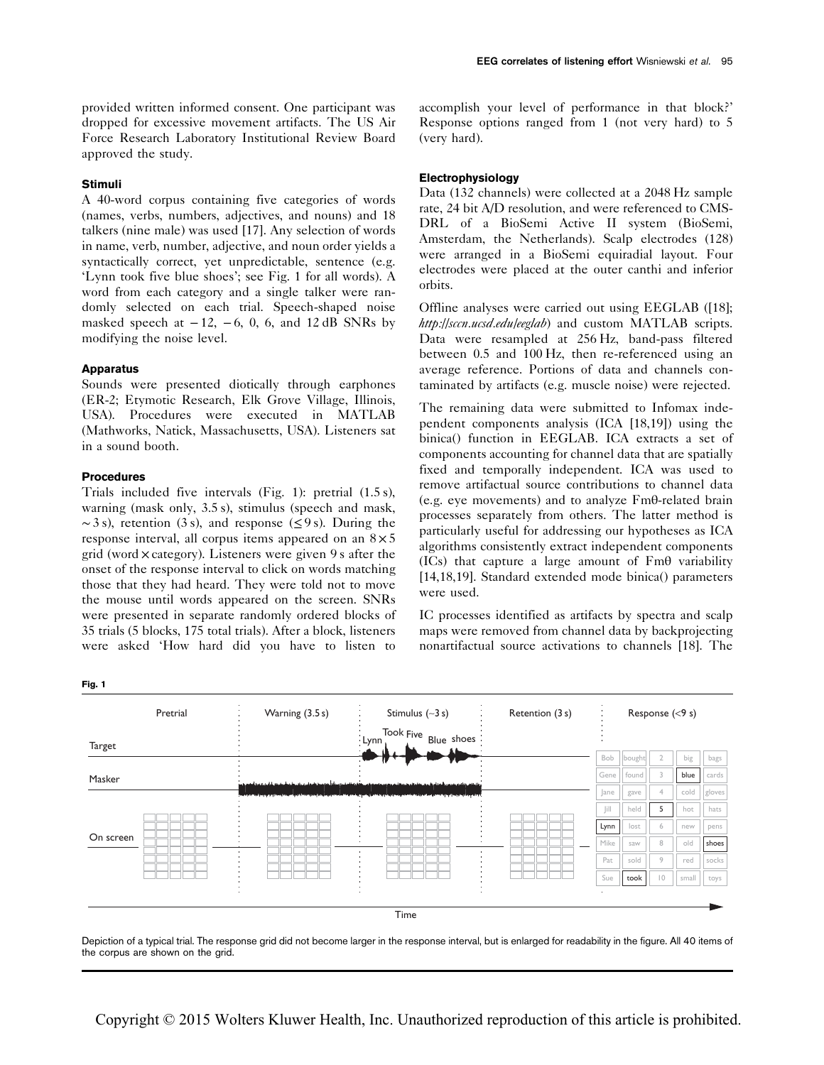provided written informed consent. One participant was dropped for excessive movement artifacts. The US Air Force Research Laboratory Institutional Review Board approved the study.

### Stimuli

A 40-word corpus containing five categories of words (names, verbs, numbers, adjectives, and nouns) and 18 talkers (nine male) was used [17]. Any selection of words in name, verb, number, adjective, and noun order yields a syntactically correct, yet unpredictable, sentence (e.g. 'Lynn took five blue shoes'; see Fig. 1 for all words). A word from each category and a single talker were randomly selected on each trial. Speech-shaped noise masked speech at −12, −6, 0, 6, and 12 dB SNRs by modifying the noise level.

### Apparatus

Sounds were presented diotically through earphones (ER-2; Etymotic Research, Elk Grove Village, Illinois, USA). Procedures were executed in MATLAB (Mathworks, Natick, Massachusetts, USA). Listeners sat in a sound booth.

### Procedures

Trials included five intervals (Fig. 1): pretrial (1.5 s), warning (mask only, 3.5 s), stimulus (speech and mask, ~3 s), retention (3 s), and response (≤9 s). During the response interval, all corpus items appeared on an $8\times5$ grid (word × category). Listeners were given 9 s after the onset of the response interval to click on words matching those that they had heard. They were told not to move the mouse until words appeared on the screen. SNRs were presented in separate randomly ordered blocks of 35 trials (5 blocks, 175 total trials). After a block, listeners were asked 'How hard did you have to listen to accomplish your level of performance in that block?' Response options ranged from 1 (not very hard) to 5 (very hard).

### Electrophysiology

Data (132 channels) were collected at a 2048 Hz sample rate, 24 bit A/D resolution, and were referenced to CMS-DRL of a BioSemi Active II system (BioSemi, Amsterdam, the Netherlands). Scalp electrodes (128) were arranged in a BioSemi equiradial layout. Four electrodes were placed at the outer canthi and inferior orbits.

Offline analyses were carried out using EEGLAB ([18]; *http://sccn.ucsd.edu/eeglab*) and custom MATLAB scripts. Data were resampled at 256 Hz, band-pass filtered between 0.5 and 100 Hz, then re-referenced using an average reference. Portions of data and channels contaminated by artifacts (e.g. muscle noise) were rejected.

The remaining data were submitted to Infomax independent components analysis (ICA [18,19]) using the binica() function in EEGLAB. ICA extracts a set of components accounting for channel data that are spatially fixed and temporally independent. ICA was used to remove artifactual source contributions to channel data (e.g. eye movements) and to analyze Fmθ-related brain processes separately from others. The latter method is particularly useful for addressing our hypotheses as ICA algorithms consistently extract independent components (ICs) that capture a large amount of Fmθ variability [14,18,19]. Standard extended mode binica() parameters were used.

IC processes identified as artifacts by spectra and scalp maps were removed from channel data by backprojecting nonartifactual source activations to channels [18]. The

**Fig. 1**

Depiction of a typical trial. The response grid did not become larger in the response interval, but is enlarged for readability in the figure. All 40 items of the corpus are shown on the grid.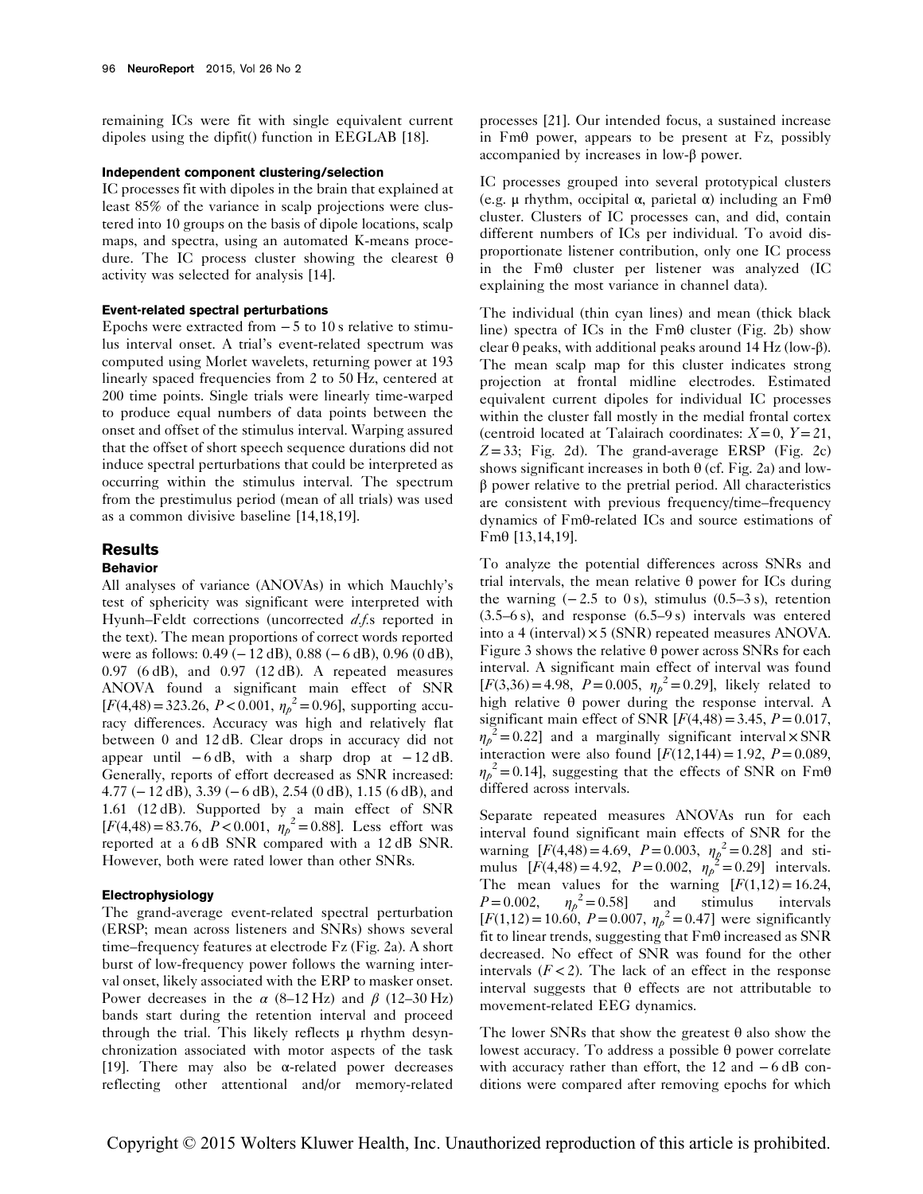remaining ICs were fit with single equivalent current dipoles using the dipfit() function in EEGLAB [18].

#### Independent component clustering/selection

IC processes fit with dipoles in the brain that explained at least 85% of the variance in scalp projections were clustered into 10 groups on the basis of dipole locations, scalp maps, and spectra, using an automated K-means procedure. The IC process cluster showing the clearest θ activity was selected for analysis [14].

#### Event-related spectral perturbations

Epochs were extracted from −5 to 10 s relative to stimulus interval onset. A trial's event-related spectrum was computed using Morlet wavelets, returning power at 193 linearly spaced frequencies from 2 to 50 Hz, centered at 200 time points. Single trials were linearly time-warped to produce equal numbers of data points between the onset and offset of the stimulus interval. Warping assured that the offset of short speech sequence durations did not induce spectral perturbations that could be interpreted as occurring within the stimulus interval. The spectrum from the prestimulus period (mean of all trials) was used as a common divisive baseline [14,18,19].

## Results

### Behavior

All analyses of variance (ANOVAs) in which Mauchly's test of sphericity was significant were interpreted with Hyunh–Feldt corrections (uncorrected *d.f.*s reported in the text). The mean proportions of correct words reported were as follows: 0.49 (−12 dB), 0.88 (−6 dB), 0.96 (0 dB), 0.97 (6 dB), and 0.97 (12 dB). A repeated measures ANOVA found a significant main effect of SNR [$F(4,48)=323.26$, $P<0.001$, $\eta_p^2=0.96$], supporting accuracy differences. Accuracy was high and relatively flat between 0 and 12 dB. Clear drops in accuracy did not appear until −6 dB, with a sharp drop at −12 dB. Generally, reports of effort decreased as SNR increased: 4.77 (−12 dB), 3.39 (−6 dB), 2.54 (0 dB), 1.15 (6 dB), and 1.61 (12 dB). Supported by a main effect of SNR [$F(4,48)=83.76$, $P<0.001$, $\eta_p^2=0.88$]. Less effort was reported at a 6 dB SNR compared with a 12 dB SNR. However, both were rated lower than other SNRs.

### Electrophysiology

The grand-average event-related spectral perturbation (ERSP; mean across listeners and SNRs) shows several time–frequency features at electrode Fz (Fig. 2a). A short burst of low-frequency power follows the warning interval onset, likely associated with the ERP to masker onset. Power decreases in the α (8–12 Hz) and β (12–30 Hz) bands start during the retention interval and proceed through the trial. This likely reflects μ rhythm desynchronization associated with motor aspects of the task [19]. There may also be α-related power decreases reflecting other attentional and/or memory-related processes [21]. Our intended focus, a sustained increase in Fmθ power, appears to be present at Fz, possibly accompanied by increases in low-β power.

IC processes grouped into several prototypical clusters (e.g. μ rhythm, occipital α, parietal α) including an Fmθ cluster. Clusters of IC processes can, and did, contain different numbers of ICs per individual. To avoid disproportionate listener contribution, only one IC process in the Fmθ cluster per listener was analyzed (IC explaining the most variance in channel data).

The individual (thin cyan lines) and mean (thick black line) spectra of ICs in the Fmθ cluster (Fig. 2b) show clear θ peaks, with additional peaks around 14 Hz (low-β). The mean scalp map for this cluster indicates strong projection at frontal midline electrodes. Estimated equivalent current dipoles for individual IC processes within the cluster fall mostly in the medial frontal cortex (centroid located at Talairach coordinates: $X=0$, $Y=21$, $Z=33$; Fig. 2d). The grand-average ERSP (Fig. 2c) shows significant increases in both θ (cf. Fig. 2a) and low-β power relative to the pretrial period. All characteristics are consistent with previous frequency/time–frequency dynamics of Fmθ-related ICs and source estimations of Fmθ [13,14,19].

To analyze the potential differences across SNRs and trial intervals, the mean relative θ power for ICs during the warning (−2.5 to 0 s), stimulus (0.5–3 s), retention (3.5–6 s), and response (6.5–9 s) intervals was entered into a 4 (interval) × 5 (SNR) repeated measures ANOVA. Figure 3 shows the relative θ power across SNRs for each interval. A significant main effect of interval was found [$F(3,36)=4.98$, $P=0.005$, $\eta_p^2=0.29$], likely related to high relative θ power during the response interval. A significant main effect of SNR [$F(4,48)=3.45$, $P=0.017$, $\eta_p^2=0.22$] and a marginally significant interval × SNR interaction were also found [$F(12,144)=1.92$, $P=0.089$, $\eta_p^2=0.14$], suggesting that the effects of SNR on Fmθ differed across intervals.

Separate repeated measures ANOVAs run for each interval found significant main effects of SNR for the warning [$F(4,48)=4.69$, $P=0.003$, $\eta_p^2=0.28$] and stimulus [$F(4,48)=4.92$, $P=0.002$, $\eta_p^2=0.29$] intervals. The mean values for the warning [$F(1,12)=16.24$, $P=0.002$, $\eta_p^2=0.58$] and stimulus intervals [$F(1,12)=10.60$, $P=0.007$, $\eta_p^2=0.47$] were significantly fit to linear trends, suggesting that Fmθ increased as SNR decreased. No effect of SNR was found for the other intervals ($F<2$). The lack of an effect in the response interval suggests that θ effects are not attributable to movement-related EEG dynamics.

The lower SNRs that show the greatest θ also show the lowest accuracy. To address a possible θ power correlate with accuracy rather than effort, the 12 and −6 dB conditions were compared after removing epochs for which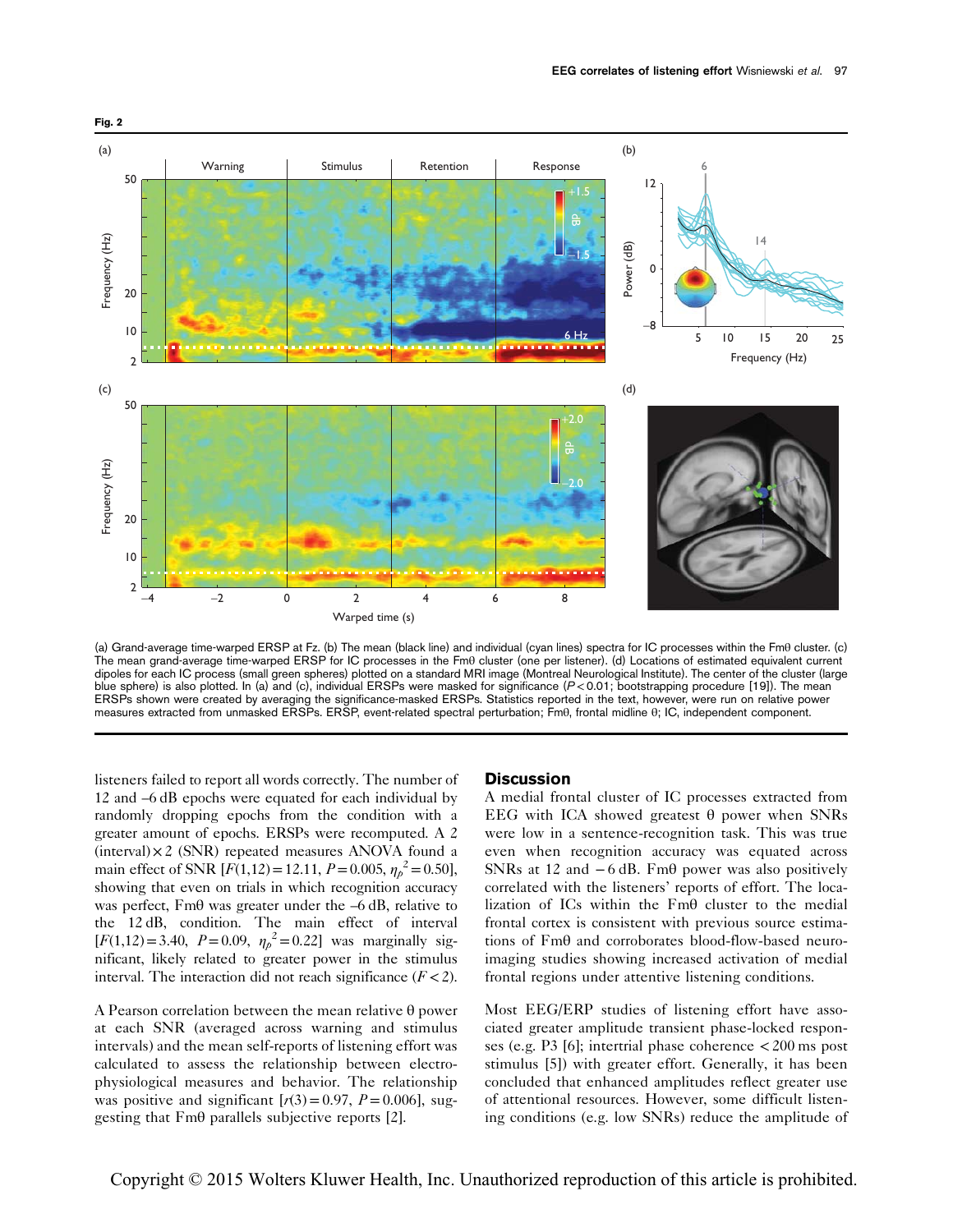**Fig. 2**

(a) Grand-average time-warped ERSP at Fz. (b) The mean (black line) and individual (cyan lines) spectra for IC processes within the Fmθ cluster. (c) The mean grand-average time-warped ERSP for IC processes in the Fmθ cluster (one per listener). (d) Locations of estimated equivalent current dipoles for each IC process (small green spheres) plotted on a standard MRI image (Montreal Neurological Institute). The center of the cluster (large blue sphere) is also plotted. In (a) and (c), individual ERSPs were masked for significance ($P < 0.01$; bootstrapping procedure [19]). The mean ERSPs shown were created by averaging the significance-masked ERSPs. Statistics reported in the text, however, were run on relative power measures extracted from unmasked ERSPs. ERSP, event-related spectral perturbation; Fmθ, frontal midline θ; IC, independent component.

listeners failed to report all words correctly. The number of 12 and –6 dB epochs were equated for each individual by randomly dropping epochs from the condition with a greater amount of epochs. ERSPs were recomputed. A 2 (interval) × 2 (SNR) repeated measures ANOVA found a main effect of SNR [$F(1,12) = 12.11$, $P = 0.005$, $\eta_p^2 = 0.50$], showing that even on trials in which recognition accuracy was perfect, Fmθ was greater under the –6 dB, relative to the 12 dB, condition. The main effect of interval [$F(1,12) = 3.40$, $P = 0.09$, $\eta_p^2 = 0.22$] was marginally significant, likely related to greater power in the stimulus interval. The interaction did not reach significance ($F < 2$).

A Pearson correlation between the mean relative θ power at each SNR (averaged across warning and stimulus intervals) and the mean self-reports of listening effort was calculated to assess the relationship between electrophysiological measures and behavior. The relationship was positive and significant [$r(3) = 0.97$, $P = 0.006$], suggesting that Fmθ parallels subjective reports [2].

## Discussion

A medial frontal cluster of IC processes extracted from EEG with ICA showed greatest θ power when SNRs were low in a sentence-recognition task. This was true even when recognition accuracy was equated across SNRs at 12 and −6 dB. Fmθ power was also positively correlated with the listeners' reports of effort. The localization of ICs within the Fmθ cluster to the medial frontal cortex is consistent with previous source estimations of Fmθ and corroborates blood-flow-based neuroimaging studies showing increased activation of medial frontal regions under attentive listening conditions.

Most EEG/ERP studies of listening effort have associated greater amplitude transient phase-locked responses (e.g. P3 [6]; intertrial phase coherence < 200 ms post stimulus [5]) with greater effort. Generally, it has been concluded that enhanced amplitudes reflect greater use of attentional resources. However, some difficult listening conditions (e.g. low SNRs) reduce the amplitude of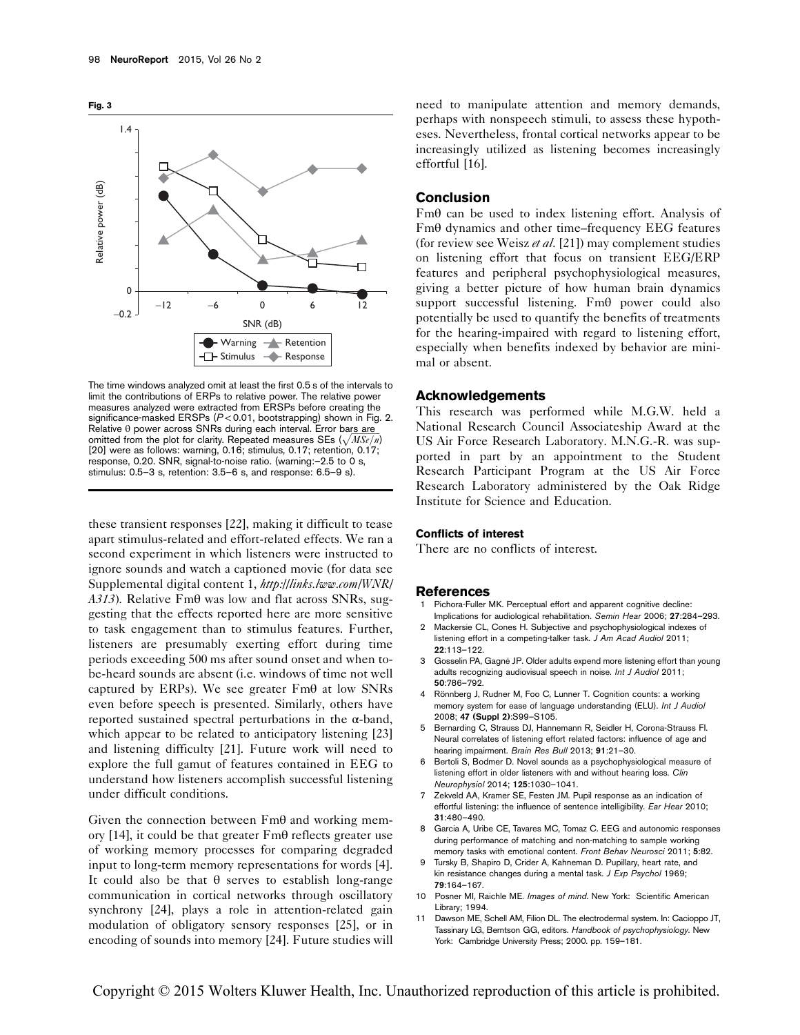**Fig. 3**

The time windows analyzed omit at least the first 0.5 s of the intervals to limit the contributions of ERPs to relative power. The relative power measures analyzed were extracted from ERSPs before creating the significance-masked ERSPs ($P < 0.01$, bootstrapping) shown in Fig. 2. Relative θ power across SNRs during each interval. Error bars are omitted from the plot for clarity. Repeated measures SEs ($\sqrt{MSe/n}$) [20] were as follows: warning, 0.16; stimulus, 0.17; retention, 0.17; response, 0.20. SNR, signal-to-noise ratio. (warning:−2.5 to 0 s, stimulus: 0.5–3 s, retention: 3.5–6 s, and response: 6.5–9 s).

these transient responses [22], making it difficult to tease apart stimulus-related and effort-related effects. We ran a second experiment in which listeners were instructed to ignore sounds and watch a captioned movie (for data see Supplemental digital content 1, *http://links.lww.com/WNR/A313*). Relative Fmθ was low and flat across SNRs, suggesting that the effects reported here are more sensitive to task engagement than to stimulus features. Further, listeners are presumably exerting effort during time periods exceeding 500 ms after sound onset and when to-be-heard sounds are absent (i.e. windows of time not well captured by ERPs). We see greater Fmθ at low SNRs even before speech is presented. Similarly, others have reported sustained spectral perturbations in the α-band, which appear to be related to anticipatory listening [23] and listening difficulty [21]. Future work will need to explore the full gamut of features contained in EEG to understand how listeners accomplish successful listening under difficult conditions.

Given the connection between Fmθ and working memory [14], it could be that greater Fmθ reflects greater use of working memory processes for comparing degraded input to long-term memory representations for words [4]. It could also be that θ serves to establish long-range communication in cortical networks through oscillatory synchrony [24], plays a role in attention-related gain modulation of obligatory sensory responses [25], or in encoding of sounds into memory [24]. Future studies will need to manipulate attention and memory demands, perhaps with nonspeech stimuli, to assess these hypotheses. Nevertheless, frontal cortical networks appear to be increasingly utilized as listening becomes increasingly effortful [16].

## Conclusion

Fmθ can be used to index listening effort. Analysis of Fmθ dynamics and other time–frequency EEG features (for review see Weisz *et al*. [21]) may complement studies on listening effort that focus on transient EEG/ERP features and peripheral psychophysiological measures, giving a better picture of how human brain dynamics support successful listening. Fmθ power could also potentially be used to quantify the benefits of treatments for the hearing-impaired with regard to listening effort, especially when benefits indexed by behavior are minimal or absent.

## Acknowledgements

This research was performed while M.G.W. held a National Research Council Associateship Award at the US Air Force Research Laboratory. M.N.G.-R. was supported in part by an appointment to the Student Research Participant Program at the US Air Force Research Laboratory administered by the Oak Ridge Institute for Science and Education.

### Conflicts of interest

There are no conflicts of interest.

## References

1. Pichora-Fuller MK. Perceptual effort and apparent cognitive decline: Implications for audiological rehabilitation. *Semin Hear* 2006; **27**:284–293.
2. Mackersie CL, Cones H. Subjective and psychophysiological indexes of listening effort in a competing-talker task. *J Am Acad Audiol* 2011; **22**:113–122.
3. Gosselin PA, Gagné JP. Older adults expend more listening effort than young adults recognizing audiovisual speech in noise. *Int J Audiol* 2011; **50**:786–792.
4. Rönnberg J, Rudner M, Foo C, Lunner T. Cognition counts: a working memory system for ease of language understanding (ELU). *Int J Audiol* 2008; **47 (Suppl 2)**:S99–S105.
5. Bernarding C, Strauss DJ, Hannemann R, Seidler H, Corona-Strauss FI. Neural correlates of listening effort related factors: influence of age and hearing impairment. *Brain Res Bull* 2013; **91**:21–30.
6. Bertoli S, Bodmer D. Novel sounds as a psychophysiological measure of listening effort in older listeners with and without hearing loss. *Clin Neurophysiol* 2014; **125**:1030–1041.
7. Zekveld AA, Kramer SE, Festen JM. Pupil response as an indication of effortful listening: the influence of sentence intelligibility. *Ear Hear* 2010; **31**:480–490.
8. Garcia A, Uribe CE, Tavares MC, Tomaz C. EEG and autonomic responses during performance of matching and non-matching to sample working memory tasks with emotional content. *Front Behav Neurosci* 2011; **5**:82.
9. Tursky B, Shapiro D, Crider A, Kahneman D. Pupillary, heart rate, and kin resistance changes during a mental task. *J Exp Psychol* 1969; **79**:164–167.
10. Posner MI, Raichle ME. *Images of mind*. New York: Scientific American Library; 1994.
11. Dawson ME, Schell AM, Filion DL. The electrodermal system. In: Cacioppo JT, Tassinary LG, Berntson GG, editors. *Handbook of psychophysiology*. New York: Cambridge University Press; 2000. pp. 159–181.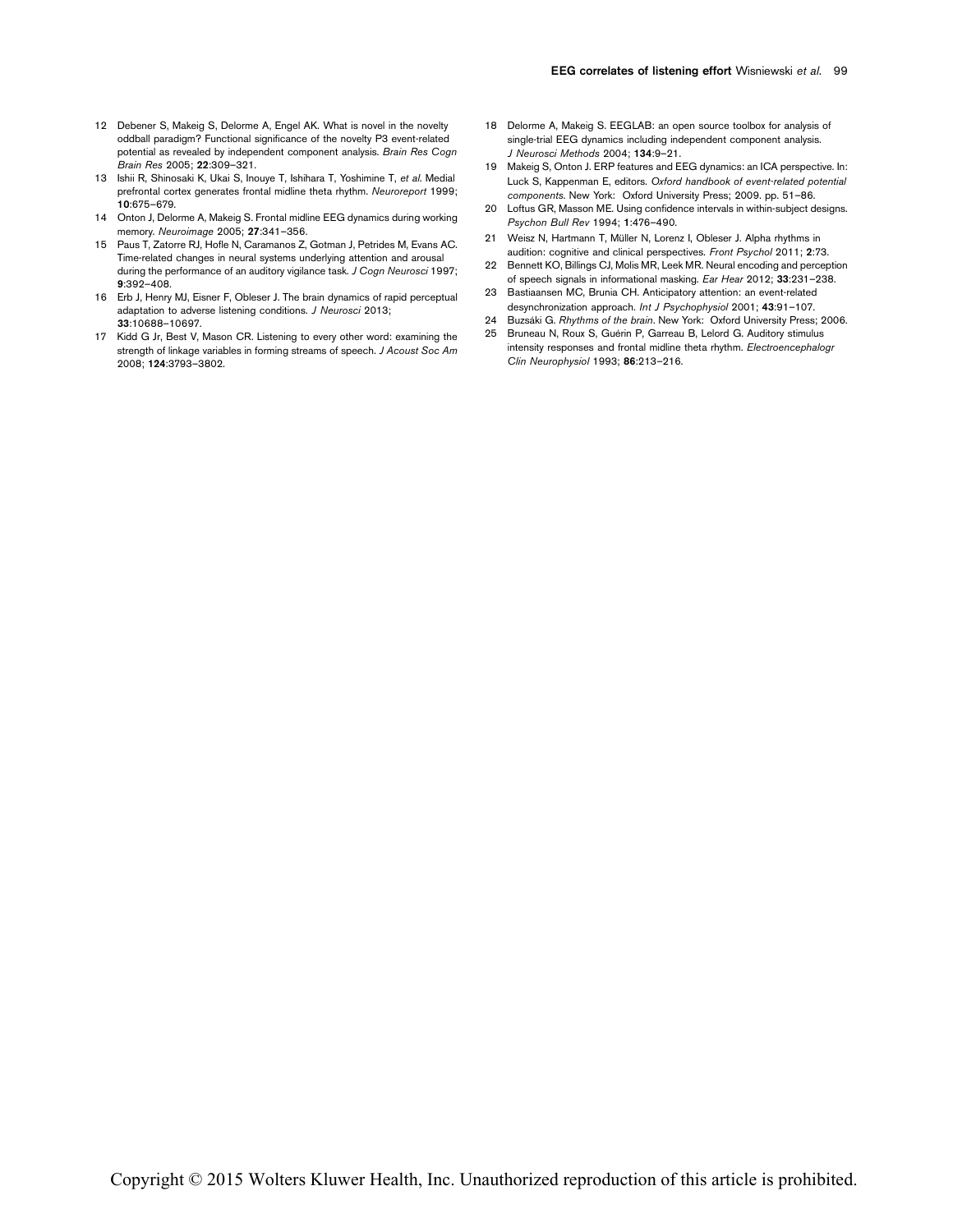12 Debener S, Makeig S, Delorme A, Engel AK. What is novel in the novelty oddball paradigm? Functional significance of the novelty P3 event-related potential as revealed by independent component analysis. *Brain Res Cogn Brain Res* 2005; **22**:309–321.

13 Ishii R, Shinosaki K, Ukai S, Inouye T, Ishihara T, Yoshimine T, *et al*. Medial prefrontal cortex generates frontal midline theta rhythm. *Neuroreport* 1999; **10**:675–679.

14 Onton J, Delorme A, Makeig S. Frontal midline EEG dynamics during working memory. *Neuroimage* 2005; **27**:341–356.

15 Paus T, Zatorre RJ, Hofle N, Caramanos Z, Gotman J, Petrides M, Evans AC. Time-related changes in neural systems underlying attention and arousal during the performance of an auditory vigilance task. *J Cogn Neurosci* 1997; **9**:392–408.

16 Erb J, Henry MJ, Eisner F, Obleser J. The brain dynamics of rapid perceptual adaptation to adverse listening conditions. *J Neurosci* 2013; **33**:10688–10697.

17 Kidd G Jr, Best V, Mason CR. Listening to every other word: examining the strength of linkage variables in forming streams of speech. *J Acoust Soc Am* 2008; **124**:3793–3802.

18 Delorme A, Makeig S. EEGLAB: an open source toolbox for analysis of single-trial EEG dynamics including independent component analysis. *J Neurosci Methods* 2004; **134**:9–21.

19 Makeig S, Onton J. ERP features and EEG dynamics: an ICA perspective. In: Luck S, Kappenman E, editors. *Oxford handbook of event-related potential components*. New York: Oxford University Press; 2009. pp. 51–86.

20 Loftus GR, Masson ME. Using confidence intervals in within-subject designs. *Psychon Bull Rev* 1994; **1**:476–490.

21 Weisz N, Hartmann T, Müller N, Lorenz I, Obleser J. Alpha rhythms in audition: cognitive and clinical perspectives. *Front Psychol* 2011; **2**:73.

22 Bennett KO, Billings CJ, Molis MR, Leek MR. Neural encoding and perception of speech signals in informational masking. *Ear Hear* 2012; **33**:231–238.

23 Bastiaansen MC, Brunia CH. Anticipatory attention: an event-related desynchronization approach. *Int J Psychophysiol* 2001; **43**:91–107.

24 Buzsáki G. *Rhythms of the brain*. New York: Oxford University Press; 2006.

25 Bruneau N, Roux S, Guérin P, Garreau B, Lelord G. Auditory stimulus intensity responses and frontal midline theta rhythm. *Electroencephalogr Clin Neurophysiol* 1993; **86**:213–216.